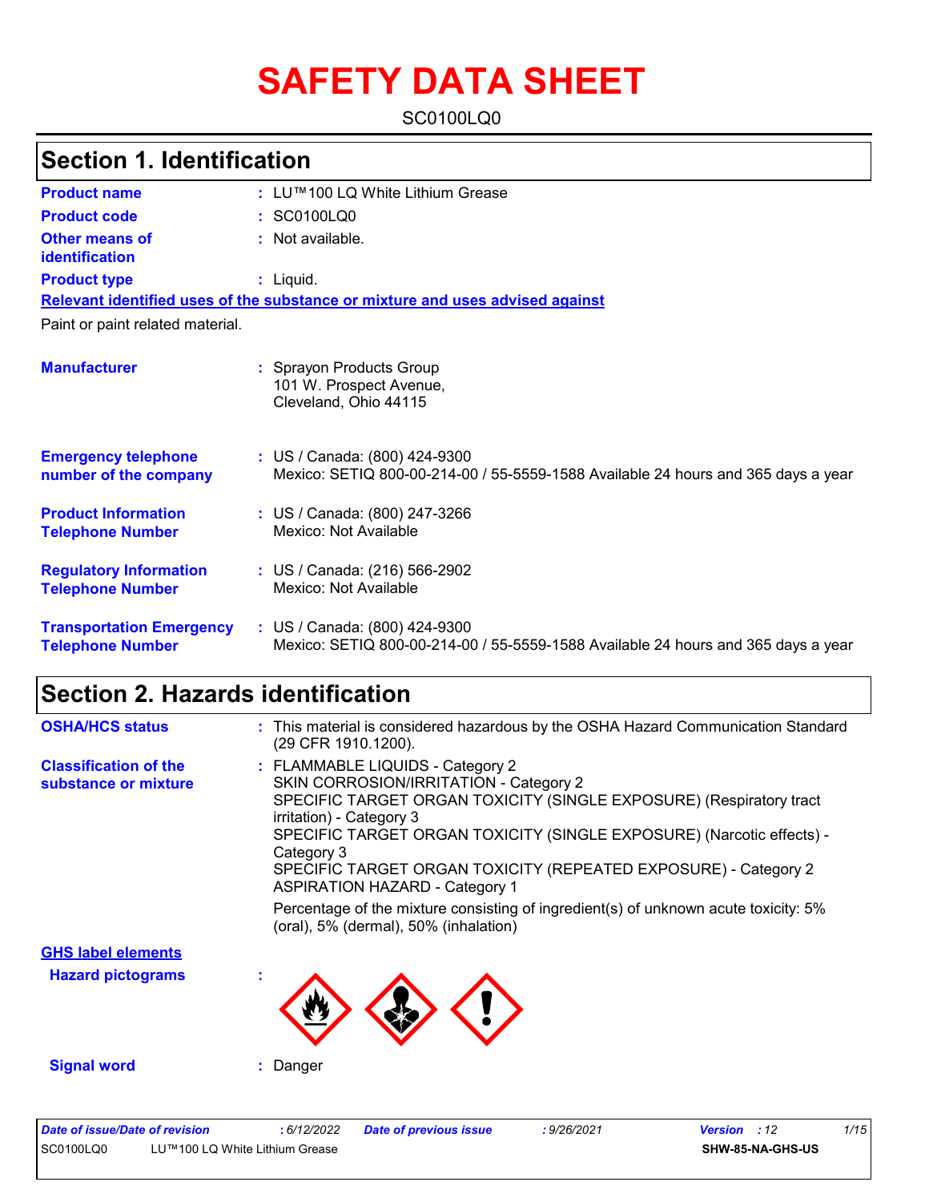# SAFETY DATA SHEET

SC0100LQ0

## Section 1. Identification

**Product name** : LU™100 LQ White Lithium Grease

**Product code** : SC0100LQ0

**Other means of identification** : Not available.

**Product type** : Liquid.

**Relevant identified uses of the substance or mixture and uses advised against**

Paint or paint related material.

**Manufacturer** : Sprayon Products Group
101 W. Prospect Avenue,
Cleveland, Ohio 44115

**Emergency telephone number of the company** : US / Canada: (800) 424-9300
Mexico: SETIQ 800-00-214-00 / 55-5559-1588 Available 24 hours and 365 days a year

**Product Information Telephone Number** : US / Canada: (800) 247-3266
Mexico: Not Available

**Regulatory Information Telephone Number** : US / Canada: (216) 566-2902
Mexico: Not Available

**Transportation Emergency Telephone Number** : US / Canada: (800) 424-9300
Mexico: SETIQ 800-00-214-00 / 55-5559-1588 Available 24 hours and 365 days a year

## Section 2. Hazards identification

**OSHA/HCS status** : This material is considered hazardous by the OSHA Hazard Communication Standard (29 CFR 1910.1200).

**Classification of the substance or mixture** : FLAMMABLE LIQUIDS - Category 2
SKIN CORROSION/IRRITATION - Category 2
SPECIFIC TARGET ORGAN TOXICITY (SINGLE EXPOSURE) (Respiratory tract irritation) - Category 3
SPECIFIC TARGET ORGAN TOXICITY (SINGLE EXPOSURE) (Narcotic effects) - Category 3
SPECIFIC TARGET ORGAN TOXICITY (REPEATED EXPOSURE) - Category 2
ASPIRATION HAZARD - Category 1

Percentage of the mixture consisting of ingredient(s) of unknown acute toxicity: 5% (oral), 5% (dermal), 50% (inhalation)

**GHS label elements**

**Hazard pictograms** :

**Signal word** : Danger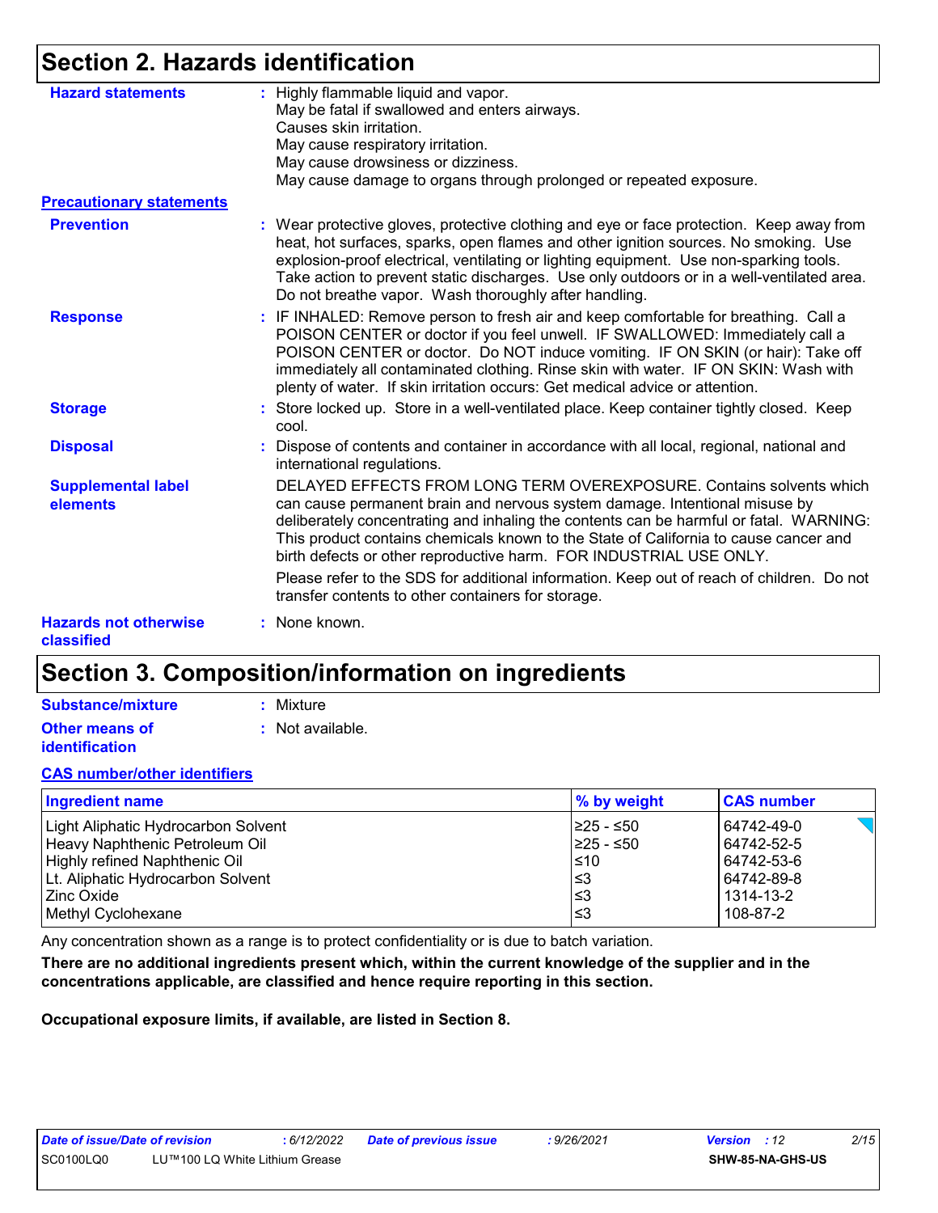## Section 2. Hazards identification

**Hazard statements** : Highly flammable liquid and vapor.
May be fatal if swallowed and enters airways.
Causes skin irritation.
May cause respiratory irritation.
May cause drowsiness or dizziness.
May cause damage to organs through prolonged or repeated exposure.

**Precautionary statements**

**Prevention** : Wear protective gloves, protective clothing and eye or face protection. Keep away from heat, hot surfaces, sparks, open flames and other ignition sources. No smoking. Use explosion-proof electrical, ventilating or lighting equipment. Use non-sparking tools. Take action to prevent static discharges. Use only outdoors or in a well-ventilated area. Do not breathe vapor. Wash thoroughly after handling.

**Response** : IF INHALED: Remove person to fresh air and keep comfortable for breathing. Call a POISON CENTER or doctor if you feel unwell. IF SWALLOWED: Immediately call a POISON CENTER or doctor. Do NOT induce vomiting. IF ON SKIN (or hair): Take off immediately all contaminated clothing. Rinse skin with water. IF ON SKIN: Wash with plenty of water. If skin irritation occurs: Get medical advice or attention.

**Storage** : Store locked up. Store in a well-ventilated place. Keep container tightly closed. Keep cool.

**Disposal** : Dispose of contents and container in accordance with all local, regional, national and international regulations.

**Supplemental label elements** DELAYED EFFECTS FROM LONG TERM OVEREXPOSURE. Contains solvents which can cause permanent brain and nervous system damage. Intentional misuse by deliberately concentrating and inhaling the contents can be harmful or fatal. WARNING: This product contains chemicals known to the State of California to cause cancer and birth defects or other reproductive harm. FOR INDUSTRIAL USE ONLY.

Please refer to the SDS for additional information. Keep out of reach of children. Do not transfer contents to other containers for storage.

**Hazards not otherwise classified** : None known.

## Section 3. Composition/information on ingredients

**Substance/mixture** : Mixture

**Other means of identification** : Not available.

**CAS number/other identifiers**

| Ingredient name | % by weight | CAS number |
|---|---|---|
| Light Aliphatic Hydrocarbon Solvent | ≥25 - ≤50 | 64742-49-0 |
| Heavy Naphthenic Petroleum Oil | ≥25 - ≤50 | 64742-52-5 |
| Highly refined Naphthenic Oil | ≤10 | 64742-53-6 |
| Lt. Aliphatic Hydrocarbon Solvent | ≤3 | 64742-89-8 |
| Zinc Oxide | ≤3 | 1314-13-2 |
| Methyl Cyclohexane | ≤3 | 108-87-2 |

Any concentration shown as a range is to protect confidentiality or is due to batch variation.

**There are no additional ingredients present which, within the current knowledge of the supplier and in the concentrations applicable, are classified and hence require reporting in this section.**

**Occupational exposure limits, if available, are listed in Section 8.**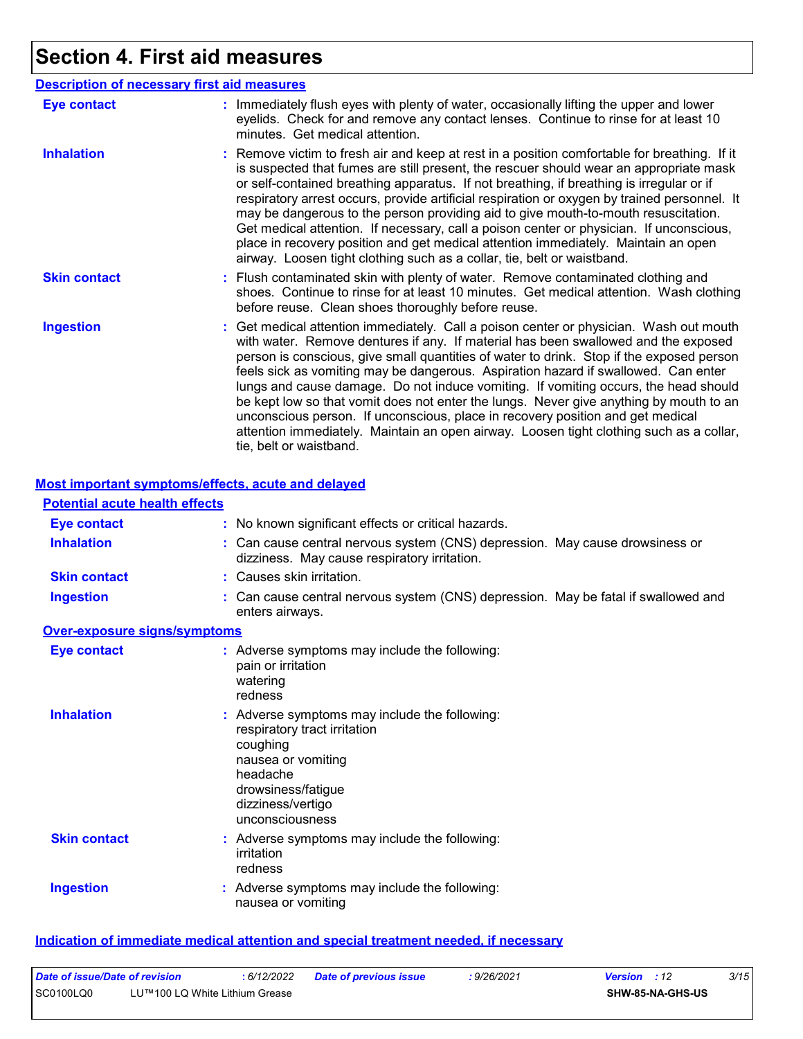# Section 4. First aid measures

## Description of necessary first aid measures

| | |
|---|---|
| **Eye contact** | : Immediately flush eyes with plenty of water, occasionally lifting the upper and lower eyelids. Check for and remove any contact lenses. Continue to rinse for at least 10 minutes. Get medical attention. |
| **Inhalation** | : Remove victim to fresh air and keep at rest in a position comfortable for breathing. If it is suspected that fumes are still present, the rescuer should wear an appropriate mask or self-contained breathing apparatus. If not breathing, if breathing is irregular or if respiratory arrest occurs, provide artificial respiration or oxygen by trained personnel. It may be dangerous to the person providing aid to give mouth-to-mouth resuscitation. Get medical attention. If necessary, call a poison center or physician. If unconscious, place in recovery position and get medical attention immediately. Maintain an open airway. Loosen tight clothing such as a collar, tie, belt or waistband. |
| **Skin contact** | : Flush contaminated skin with plenty of water. Remove contaminated clothing and shoes. Continue to rinse for at least 10 minutes. Get medical attention. Wash clothing before reuse. Clean shoes thoroughly before reuse. |
| **Ingestion** | : Get medical attention immediately. Call a poison center or physician. Wash out mouth with water. Remove dentures if any. If material has been swallowed and the exposed person is conscious, give small quantities of water to drink. Stop if the exposed person feels sick as vomiting may be dangerous. Aspiration hazard if swallowed. Can enter lungs and cause damage. Do not induce vomiting. If vomiting occurs, the head should be kept low so that vomit does not enter the lungs. Never give anything by mouth to an unconscious person. If unconscious, place in recovery position and get medical attention immediately. Maintain an open airway. Loosen tight clothing such as a collar, tie, belt or waistband. |

## Most important symptoms/effects, acute and delayed

### Potential acute health effects

| | |
|---|---|
| **Eye contact** | : No known significant effects or critical hazards. |
| **Inhalation** | : Can cause central nervous system (CNS) depression. May cause drowsiness or dizziness. May cause respiratory irritation. |
| **Skin contact** | : Causes skin irritation. |
| **Ingestion** | : Can cause central nervous system (CNS) depression. May be fatal if swallowed and enters airways. |

### Over-exposure signs/symptoms

| | |
|---|---|
| **Eye contact** | : Adverse symptoms may include the following:<br>pain or irritation<br>watering<br>redness |
| **Inhalation** | : Adverse symptoms may include the following:<br>respiratory tract irritation<br>coughing<br>nausea or vomiting<br>headache<br>drowsiness/fatigue<br>dizziness/vertigo<br>unconsciousness |
| **Skin contact** | : Adverse symptoms may include the following:<br>irritation<br>redness |
| **Ingestion** | : Adverse symptoms may include the following:<br>nausea or vomiting |

## Indication of immediate medical attention and special treatment needed, if necessary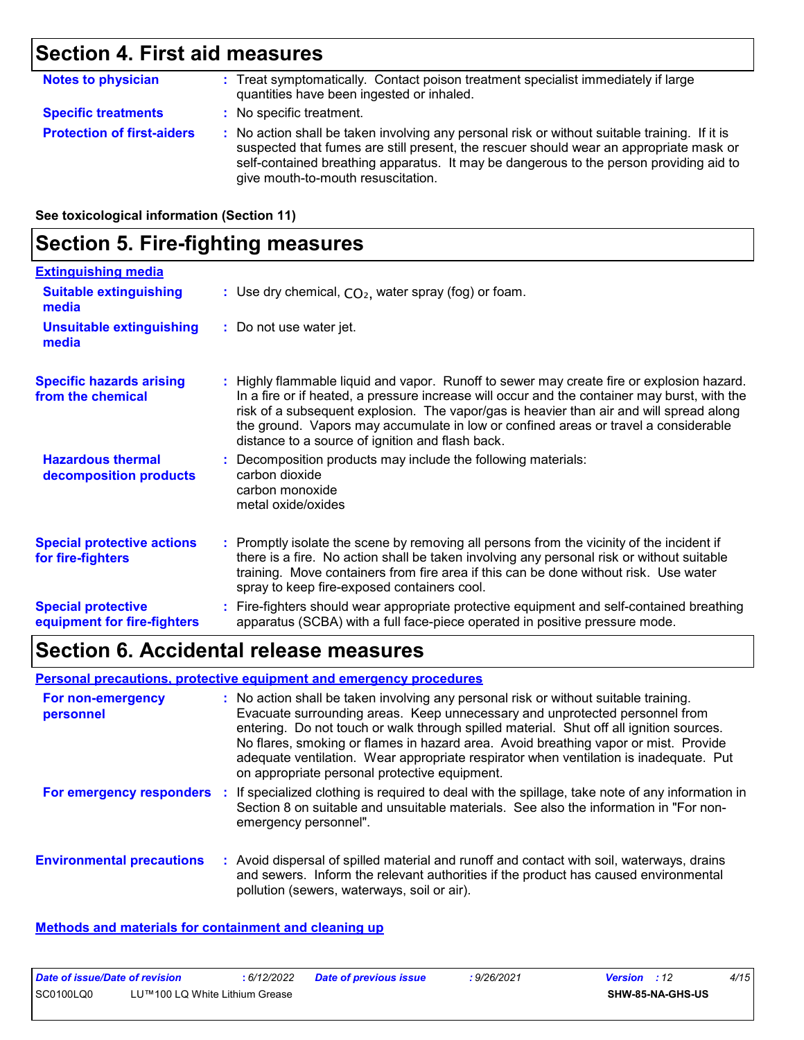# Section 4. First aid measures

**Notes to physician** : Treat symptomatically. Contact poison treatment specialist immediately if large quantities have been ingested or inhaled.

**Specific treatments** : No specific treatment.

**Protection of first-aiders** : No action shall be taken involving any personal risk or without suitable training. If it is suspected that fumes are still present, the rescuer should wear an appropriate mask or self-contained breathing apparatus. It may be dangerous to the person providing aid to give mouth-to-mouth resuscitation.

**See toxicological information (Section 11)**

# Section 5. Fire-fighting measures

**Extinguishing media**

**Suitable extinguishing media** : Use dry chemical, $CO_2$, water spray (fog) or foam.

**Unsuitable extinguishing media** : Do not use water jet.

**Specific hazards arising from the chemical** : Highly flammable liquid and vapor. Runoff to sewer may create fire or explosion hazard. In a fire or if heated, a pressure increase will occur and the container may burst, with the risk of a subsequent explosion. The vapor/gas is heavier than air and will spread along the ground. Vapors may accumulate in low or confined areas or travel a considerable distance to a source of ignition and flash back.

**Hazardous thermal decomposition products** : Decomposition products may include the following materials:
carbon dioxide
carbon monoxide
metal oxide/oxides

**Special protective actions for fire-fighters** : Promptly isolate the scene by removing all persons from the vicinity of the incident if there is a fire. No action shall be taken involving any personal risk or without suitable training. Move containers from fire area if this can be done without risk. Use water spray to keep fire-exposed containers cool.

**Special protective equipment for fire-fighters** : Fire-fighters should wear appropriate protective equipment and self-contained breathing apparatus (SCBA) with a full face-piece operated in positive pressure mode.

# Section 6. Accidental release measures

**Personal precautions, protective equipment and emergency procedures**

**For non-emergency personnel** : No action shall be taken involving any personal risk or without suitable training. Evacuate surrounding areas. Keep unnecessary and unprotected personnel from entering. Do not touch or walk through spilled material. Shut off all ignition sources. No flares, smoking or flames in hazard area. Avoid breathing vapor or mist. Provide adequate ventilation. Wear appropriate respirator when ventilation is inadequate. Put on appropriate personal protective equipment.

**For emergency responders** : If specialized clothing is required to deal with the spillage, take note of any information in Section 8 on suitable and unsuitable materials. See also the information in "For non-emergency personnel".

**Environmental precautions** : Avoid dispersal of spilled material and runoff and contact with soil, waterways, drains and sewers. Inform the relevant authorities if the product has caused environmental pollution (sewers, waterways, soil or air).

**Methods and materials for containment and cleaning up**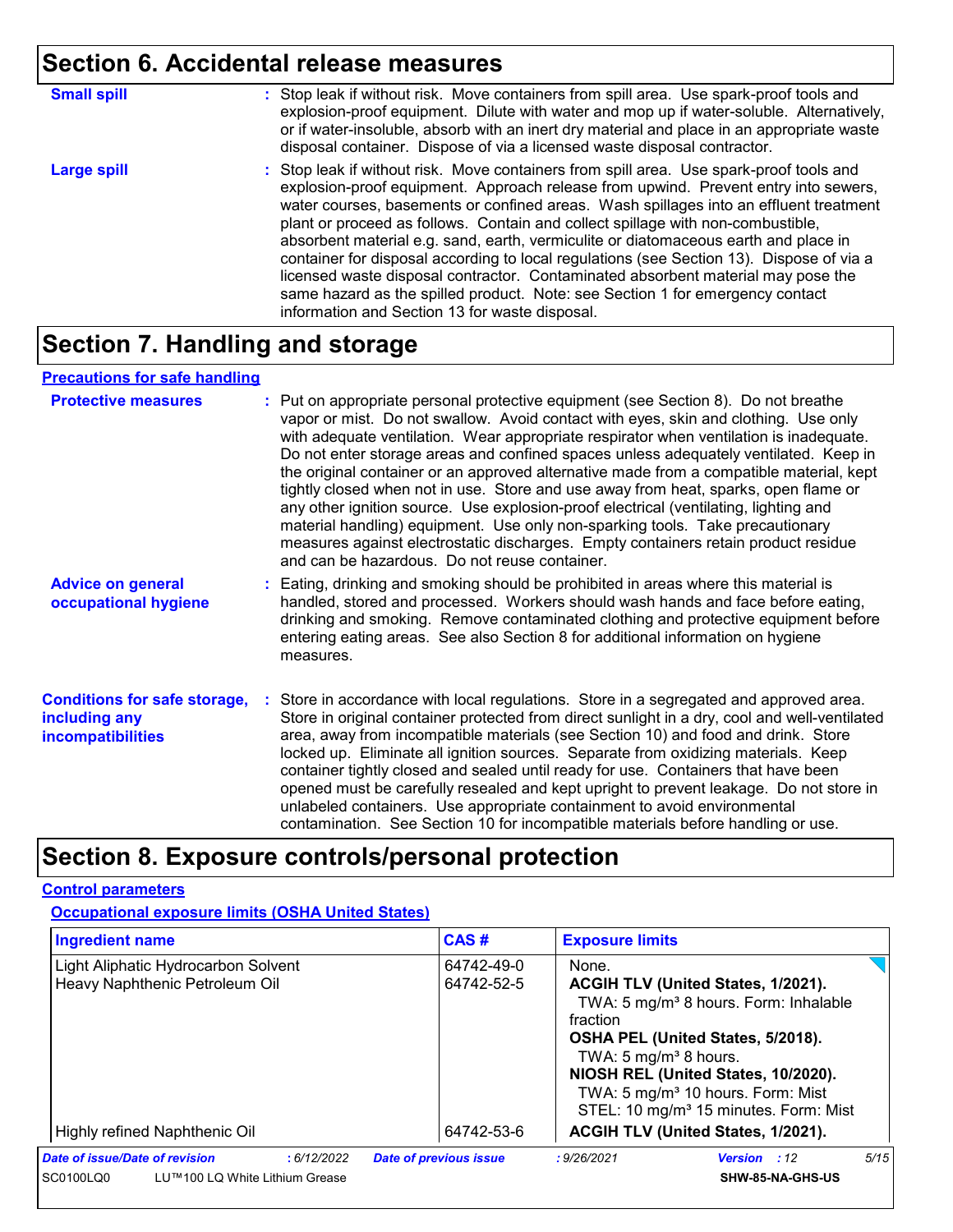## Section 6. Accidental release measures

**Small spill** : Stop leak if without risk. Move containers from spill area. Use spark-proof tools and explosion-proof equipment. Dilute with water and mop up if water-soluble. Alternatively, or if water-insoluble, absorb with an inert dry material and place in an appropriate waste disposal container. Dispose of via a licensed waste disposal contractor.

**Large spill** : Stop leak if without risk. Move containers from spill area. Use spark-proof tools and explosion-proof equipment. Approach release from upwind. Prevent entry into sewers, water courses, basements or confined areas. Wash spillages into an effluent treatment plant or proceed as follows. Contain and collect spillage with non-combustible, absorbent material e.g. sand, earth, vermiculite or diatomaceous earth and place in container for disposal according to local regulations (see Section 13). Dispose of via a licensed waste disposal contractor. Contaminated absorbent material may pose the same hazard as the spilled product. Note: see Section 1 for emergency contact information and Section 13 for waste disposal.

## Section 7. Handling and storage

### Precautions for safe handling

**Protective measures** : Put on appropriate personal protective equipment (see Section 8). Do not breathe vapor or mist. Do not swallow. Avoid contact with eyes, skin and clothing. Use only with adequate ventilation. Wear appropriate respirator when ventilation is inadequate. Do not enter storage areas and confined spaces unless adequately ventilated. Keep in the original container or an approved alternative made from a compatible material, kept tightly closed when not in use. Store and use away from heat, sparks, open flame or any other ignition source. Use explosion-proof electrical (ventilating, lighting and material handling) equipment. Use only non-sparking tools. Take precautionary measures against electrostatic discharges. Empty containers retain product residue and can be hazardous. Do not reuse container.

**Advice on general occupational hygiene** : Eating, drinking and smoking should be prohibited in areas where this material is handled, stored and processed. Workers should wash hands and face before eating, drinking and smoking. Remove contaminated clothing and protective equipment before entering eating areas. See also Section 8 for additional information on hygiene measures.

**Conditions for safe storage, including any incompatibilities** : Store in accordance with local regulations. Store in a segregated and approved area. Store in original container protected from direct sunlight in a dry, cool and well-ventilated area, away from incompatible materials (see Section 10) and food and drink. Store locked up. Eliminate all ignition sources. Separate from oxidizing materials. Keep container tightly closed and sealed until ready for use. Containers that have been opened must be carefully resealed and kept upright to prevent leakage. Do not store in unlabeled containers. Use appropriate containment to avoid environmental contamination. See Section 10 for incompatible materials before handling or use.

## Section 8. Exposure controls/personal protection

### Control parameters

#### Occupational exposure limits (OSHA United States)

| Ingredient name | CAS # | Exposure limits |
|---|---|---|
| Light Aliphatic Hydrocarbon Solvent | 64742-49-0 | None. |
| Heavy Naphthenic Petroleum Oil | 64742-52-5 | **ACGIH TLV (United States, 1/2021).**<br>TWA: 5 mg/m³ 8 hours. Form: Inhalable fraction<br>**OSHA PEL (United States, 5/2018).**<br>TWA: 5 mg/m³ 8 hours.<br>**NIOSH REL (United States, 10/2020).**<br>TWA: 5 mg/m³ 10 hours. Form: Mist<br>STEL: 10 mg/m³ 15 minutes. Form: Mist |
| Highly refined Naphthenic Oil | 64742-53-6 | **ACGIH TLV (United States, 1/2021).** |

*Date of issue/Date of revision* : 6/12/2022 *Date of previous issue* : 9/26/2021 *Version* : 12

SC0100LQ0 LU™100 LQ White Lithium Grease SHW-85-NA-GHS-US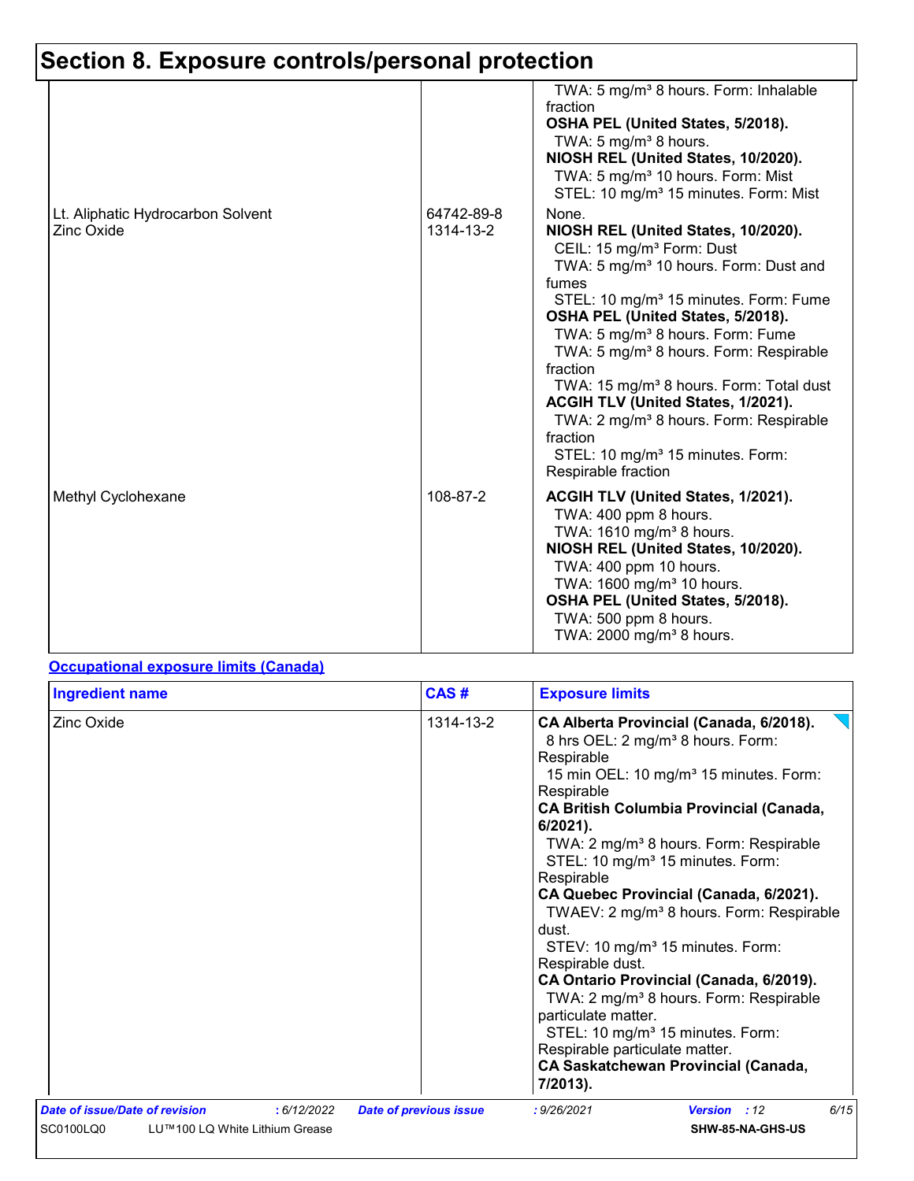## Section 8. Exposure controls/personal protection

| | | |
|---|---|---|
| | | TWA: 5 mg/m³ 8 hours. Form: Inhalable fraction<br>**OSHA PEL (United States, 5/2018).**<br>TWA: 5 mg/m³ 8 hours.<br>**NIOSH REL (United States, 10/2020).**<br>TWA: 5 mg/m³ 10 hours. Form: Mist<br>STEL: 10 mg/m³ 15 minutes. Form: Mist |
| Lt. Aliphatic Hydrocarbon Solvent | 64742-89-8 | None. |
| Zinc Oxide | 1314-13-2 | **NIOSH REL (United States, 10/2020).**<br>CEIL: 15 mg/m³ Form: Dust<br>TWA: 5 mg/m³ 10 hours. Form: Dust and fumes<br>STEL: 10 mg/m³ 15 minutes. Form: Fume<br>**OSHA PEL (United States, 5/2018).**<br>TWA: 5 mg/m³ 8 hours. Form: Fume<br>TWA: 5 mg/m³ 8 hours. Form: Respirable fraction<br>TWA: 15 mg/m³ 8 hours. Form: Total dust<br>**ACGIH TLV (United States, 1/2021).**<br>TWA: 2 mg/m³ 8 hours. Form: Respirable fraction<br>STEL: 10 mg/m³ 15 minutes. Form: Respirable fraction |
| Methyl Cyclohexane | 108-87-2 | **ACGIH TLV (United States, 1/2021).**<br>TWA: 400 ppm 8 hours.<br>TWA: 1610 mg/m³ 8 hours.<br>**NIOSH REL (United States, 10/2020).**<br>TWA: 400 ppm 10 hours.<br>TWA: 1600 mg/m³ 10 hours.<br>**OSHA PEL (United States, 5/2018).**<br>TWA: 500 ppm 8 hours.<br>TWA: 2000 mg/m³ 8 hours. |

**Occupational exposure limits (Canada)**

| Ingredient name | CAS # | Exposure limits |
|---|---|---|
| Zinc Oxide | 1314-13-2 | **CA Alberta Provincial (Canada, 6/2018).**<br>8 hrs OEL: 2 mg/m³ 8 hours. Form: Respirable<br>15 min OEL: 10 mg/m³ 15 minutes. Form: Respirable<br>**CA British Columbia Provincial (Canada, 6/2021).**<br>TWA: 2 mg/m³ 8 hours. Form: Respirable<br>STEL: 10 mg/m³ 15 minutes. Form: Respirable<br>**CA Quebec Provincial (Canada, 6/2021).**<br>TWAEV: 2 mg/m³ 8 hours. Form: Respirable dust.<br>STEV: 10 mg/m³ 15 minutes. Form: Respirable dust.<br>**CA Ontario Provincial (Canada, 6/2019).**<br>TWA: 2 mg/m³ 8 hours. Form: Respirable particulate matter.<br>STEL: 10 mg/m³ 15 minutes. Form: Respirable particulate matter.<br>**CA Saskatchewan Provincial (Canada, 7/2013).** |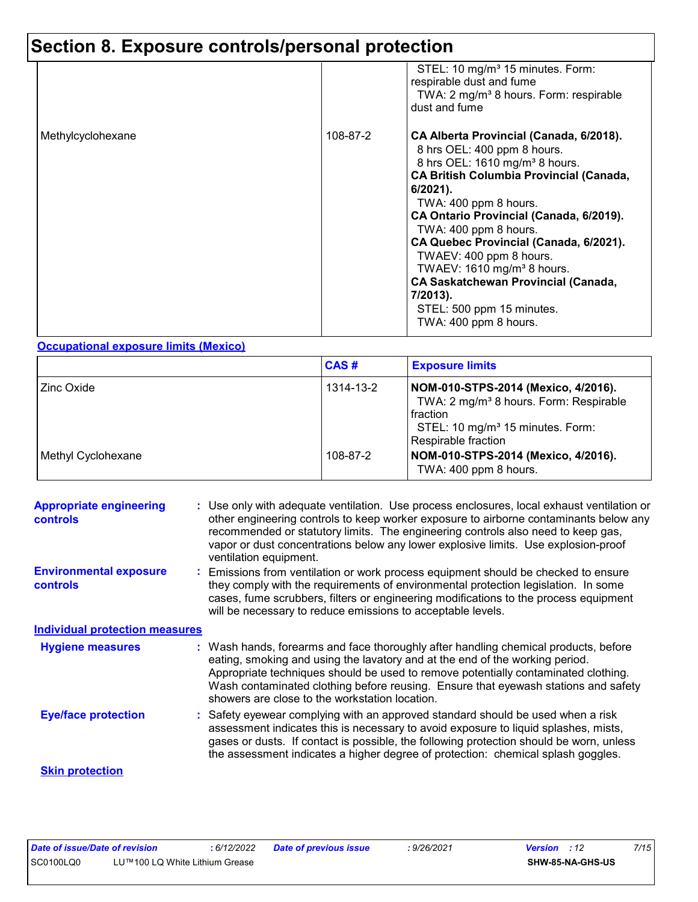# Section 8. Exposure controls/personal protection

| | | |
|---|---|---|
| | | STEL: 10 mg/m³ 15 minutes. Form: respirable dust and fume<br>TWA: 2 mg/m³ 8 hours. Form: respirable dust and fume |
| Methylcyclohexane | 108-87-2 | **CA Alberta Provincial (Canada, 6/2018).**<br>8 hrs OEL: 400 ppm 8 hours.<br>8 hrs OEL: 1610 mg/m³ 8 hours.<br>**CA British Columbia Provincial (Canada, 6/2021).**<br>TWA: 400 ppm 8 hours.<br>**CA Ontario Provincial (Canada, 6/2019).**<br>TWA: 400 ppm 8 hours.<br>**CA Quebec Provincial (Canada, 6/2021).**<br>TWAEV: 400 ppm 8 hours.<br>TWAEV: 1610 mg/m³ 8 hours.<br>**CA Saskatchewan Provincial (Canada, 7/2013).**<br>STEL: 500 ppm 15 minutes.<br>TWA: 400 ppm 8 hours. |

**Occupational exposure limits (Mexico)**

| | CAS # | Exposure limits |
|---|---|---|
| Zinc Oxide | 1314-13-2 | **NOM-010-STPS-2014 (Mexico, 4/2016).**<br>TWA: 2 mg/m³ 8 hours. Form: Respirable fraction<br>STEL: 10 mg/m³ 15 minutes. Form: Respirable fraction |
| Methyl Cyclohexane | 108-87-2 | **NOM-010-STPS-2014 (Mexico, 4/2016).**<br>TWA: 400 ppm 8 hours. |

**Appropriate engineering controls** : Use only with adequate ventilation. Use process enclosures, local exhaust ventilation or other engineering controls to keep worker exposure to airborne contaminants below any recommended or statutory limits. The engineering controls also need to keep gas, vapor or dust concentrations below any lower explosive limits. Use explosion-proof ventilation equipment.

**Environmental exposure controls** : Emissions from ventilation or work process equipment should be checked to ensure they comply with the requirements of environmental protection legislation. In some cases, fume scrubbers, filters or engineering modifications to the process equipment will be necessary to reduce emissions to acceptable levels.

**Individual protection measures**

**Hygiene measures** : Wash hands, forearms and face thoroughly after handling chemical products, before eating, smoking and using the lavatory and at the end of the working period. Appropriate techniques should be used to remove potentially contaminated clothing. Wash contaminated clothing before reusing. Ensure that eyewash stations and safety showers are close to the workstation location.

**Eye/face protection** : Safety eyewear complying with an approved standard should be used when a risk assessment indicates this is necessary to avoid exposure to liquid splashes, mists, gases or dusts. If contact is possible, the following protection should be worn, unless the assessment indicates a higher degree of protection: chemical splash goggles.

**Skin protection**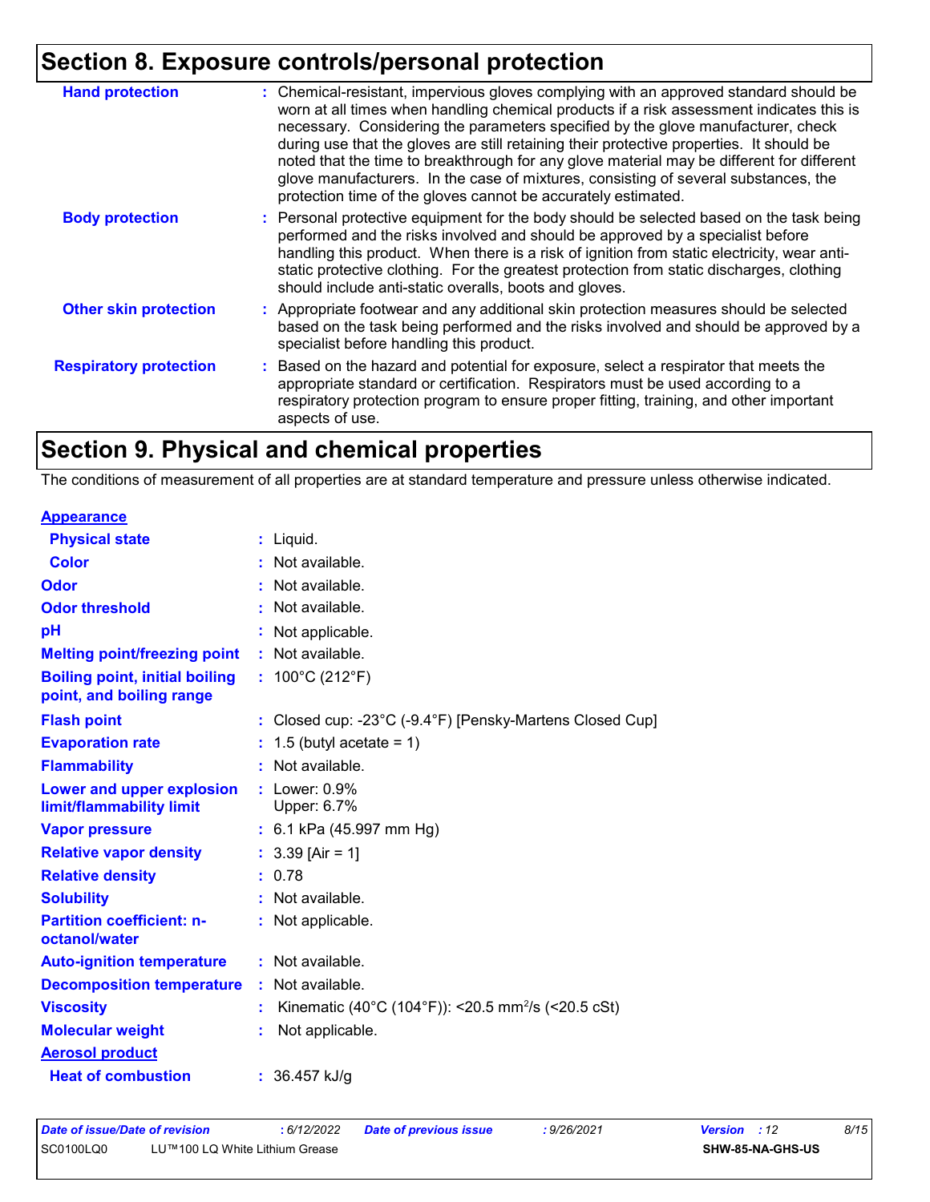# Section 8. Exposure controls/personal protection

**Hand protection** : Chemical-resistant, impervious gloves complying with an approved standard should be worn at all times when handling chemical products if a risk assessment indicates this is necessary. Considering the parameters specified by the glove manufacturer, check during use that the gloves are still retaining their protective properties. It should be noted that the time to breakthrough for any glove material may be different for different glove manufacturers. In the case of mixtures, consisting of several substances, the protection time of the gloves cannot be accurately estimated.

**Body protection** : Personal protective equipment for the body should be selected based on the task being performed and the risks involved and should be approved by a specialist before handling this product. When there is a risk of ignition from static electricity, wear anti-static protective clothing. For the greatest protection from static discharges, clothing should include anti-static overalls, boots and gloves.

**Other skin protection** : Appropriate footwear and any additional skin protection measures should be selected based on the task being performed and the risks involved and should be approved by a specialist before handling this product.

**Respiratory protection** : Based on the hazard and potential for exposure, select a respirator that meets the appropriate standard or certification. Respirators must be used according to a respiratory protection program to ensure proper fitting, training, and other important aspects of use.

# Section 9. Physical and chemical properties

The conditions of measurement of all properties are at standard temperature and pressure unless otherwise indicated.

**Appearance**

**Physical state** : Liquid.

**Color** : Not available.

**Odor** : Not available.

**Odor threshold** : Not available.

**pH** : Not applicable.

**Melting point/freezing point** : Not available.

**Boiling point, initial boiling point, and boiling range** : 100°C (212°F)

**Flash point** : Closed cup: -23°C (-9.4°F) [Pensky-Martens Closed Cup]

**Evaporation rate** : 1.5 (butyl acetate = 1)

**Flammability** : Not available.

**Lower and upper explosion limit/flammability limit** : Lower: 0.9%
Upper: 6.7%

**Vapor pressure** : 6.1 kPa (45.997 mm Hg)

**Relative vapor density** : 3.39 [Air = 1]

**Relative density** : 0.78

**Solubility** : Not available.

**Partition coefficient: n-octanol/water** : Not applicable.

**Auto-ignition temperature** : Not available.

**Decomposition temperature** : Not available.

**Viscosity** : Kinematic (40°C (104°F)): <20.5 $mm^2/s$ (<20.5 cSt)

**Molecular weight** : Not applicable.

**Aerosol product**

**Heat of combustion** : 36.457 kJ/g

| Date of issue/Date of revision | : 6/12/2022 | Date of previous issue | : 9/26/2021 | Version : 12 |
|---|---|---|---|---|
| SC0100LQ0 | LU™100 LQ White Lithium Grease | | | SHW-85-NA-GHS-US |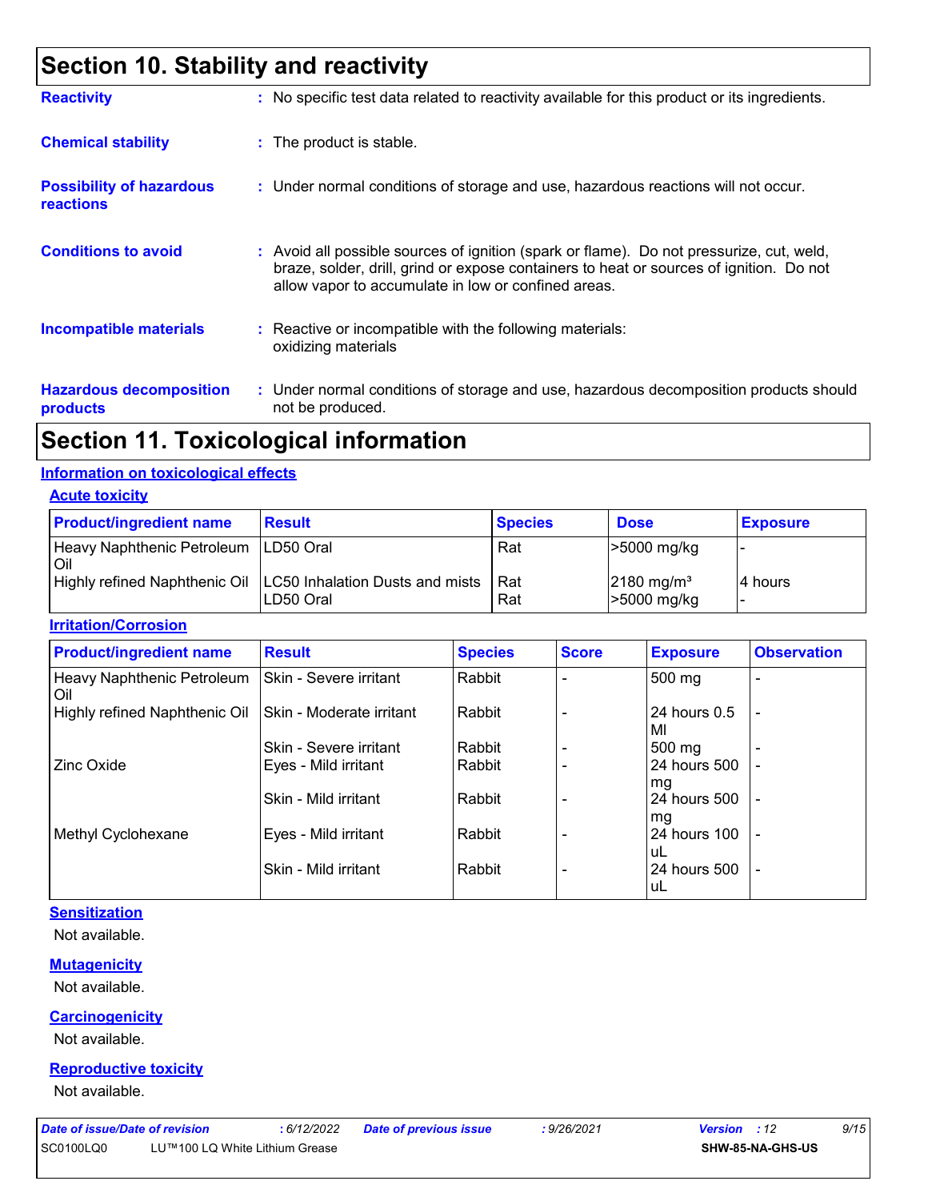# Section 10. Stability and reactivity

**Reactivity** : No specific test data related to reactivity available for this product or its ingredients.

**Chemical stability** : The product is stable.

**Possibility of hazardous reactions** : Under normal conditions of storage and use, hazardous reactions will not occur.

**Conditions to avoid** : Avoid all possible sources of ignition (spark or flame). Do not pressurize, cut, weld, braze, solder, drill, grind or expose containers to heat or sources of ignition. Do not allow vapor to accumulate in low or confined areas.

**Incompatible materials** : Reactive or incompatible with the following materials:
oxidizing materials

**Hazardous decomposition products** : Under normal conditions of storage and use, hazardous decomposition products should not be produced.

# Section 11. Toxicological information

## Information on toxicological effects

### Acute toxicity

| Product/ingredient name | Result | Species | Dose | Exposure |
|---|---|---|---|---|
| Heavy Naphthenic Petroleum Oil | LD50 Oral | Rat | >5000 mg/kg | - |
| Highly refined Naphthenic Oil | LC50 Inhalation Dusts and mists | Rat | 2180 mg/m³ | 4 hours |
| | LD50 Oral | Rat | >5000 mg/kg | - |

### Irritation/Corrosion

| Product/ingredient name | Result | Species | Score | Exposure | Observation |
|---|---|---|---|---|---|
| Heavy Naphthenic Petroleum Oil | Skin - Severe irritant | Rabbit | - | 500 mg | - |
| Highly refined Naphthenic Oil | Skin - Moderate irritant | Rabbit | - | 24 hours 0.5 Ml | - |
| | Skin - Severe irritant | Rabbit | - | 500 mg | - |
| Zinc Oxide | Eyes - Mild irritant | Rabbit | - | 24 hours 500 mg | - |
| | Skin - Mild irritant | Rabbit | - | 24 hours 500 mg | - |
| Methyl Cyclohexane | Eyes - Mild irritant | Rabbit | - | 24 hours 100 uL | - |
| | Skin - Mild irritant | Rabbit | - | 24 hours 500 uL | - |

### Sensitization

Not available.

### Mutagenicity

Not available.

### Carcinogenicity

Not available.

### Reproductive toxicity

Not available.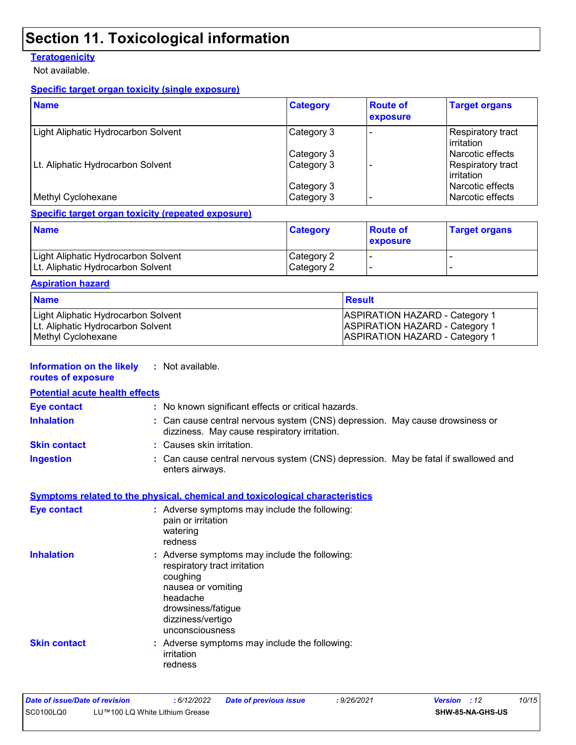# Section 11. Toxicological information

**Teratogenicity**

Not available.

**Specific target organ toxicity (single exposure)**

| Name | Category | Route of exposure | Target organs |
|---|---|---|---|
| Light Aliphatic Hydrocarbon Solvent | Category 3 | - | Respiratory tract irritation |
| | Category 3 | | Narcotic effects |
| Lt. Aliphatic Hydrocarbon Solvent | Category 3 | - | Respiratory tract irritation |
| | Category 3 | | Narcotic effects |
| Methyl Cyclohexane | Category 3 | - | Narcotic effects |

**Specific target organ toxicity (repeated exposure)**

| Name | Category | Route of exposure | Target organs |
|---|---|---|---|
| Light Aliphatic Hydrocarbon Solvent | Category 2 | - | - |
| Lt. Aliphatic Hydrocarbon Solvent | Category 2 | - | - |

**Aspiration hazard**

| Name | Result |
|---|---|
| Light Aliphatic Hydrocarbon Solvent | ASPIRATION HAZARD - Category 1 |
| Lt. Aliphatic Hydrocarbon Solvent | ASPIRATION HAZARD - Category 1 |
| Methyl Cyclohexane | ASPIRATION HAZARD - Category 1 |

**Information on the likely routes of exposure** : Not available.

**Potential acute health effects**

**Eye contact** : No known significant effects or critical hazards.

**Inhalation** : Can cause central nervous system (CNS) depression. May cause drowsiness or dizziness. May cause respiratory irritation.

**Skin contact** : Causes skin irritation.

**Ingestion** : Can cause central nervous system (CNS) depression. May be fatal if swallowed and enters airways.

**Symptoms related to the physical, chemical and toxicological characteristics**

**Eye contact** : Adverse symptoms may include the following:
pain or irritation
watering
redness

**Inhalation** : Adverse symptoms may include the following:
respiratory tract irritation
coughing
nausea or vomiting
headache
drowsiness/fatigue
dizziness/vertigo
unconsciousness

**Skin contact** : Adverse symptoms may include the following:
irritation
redness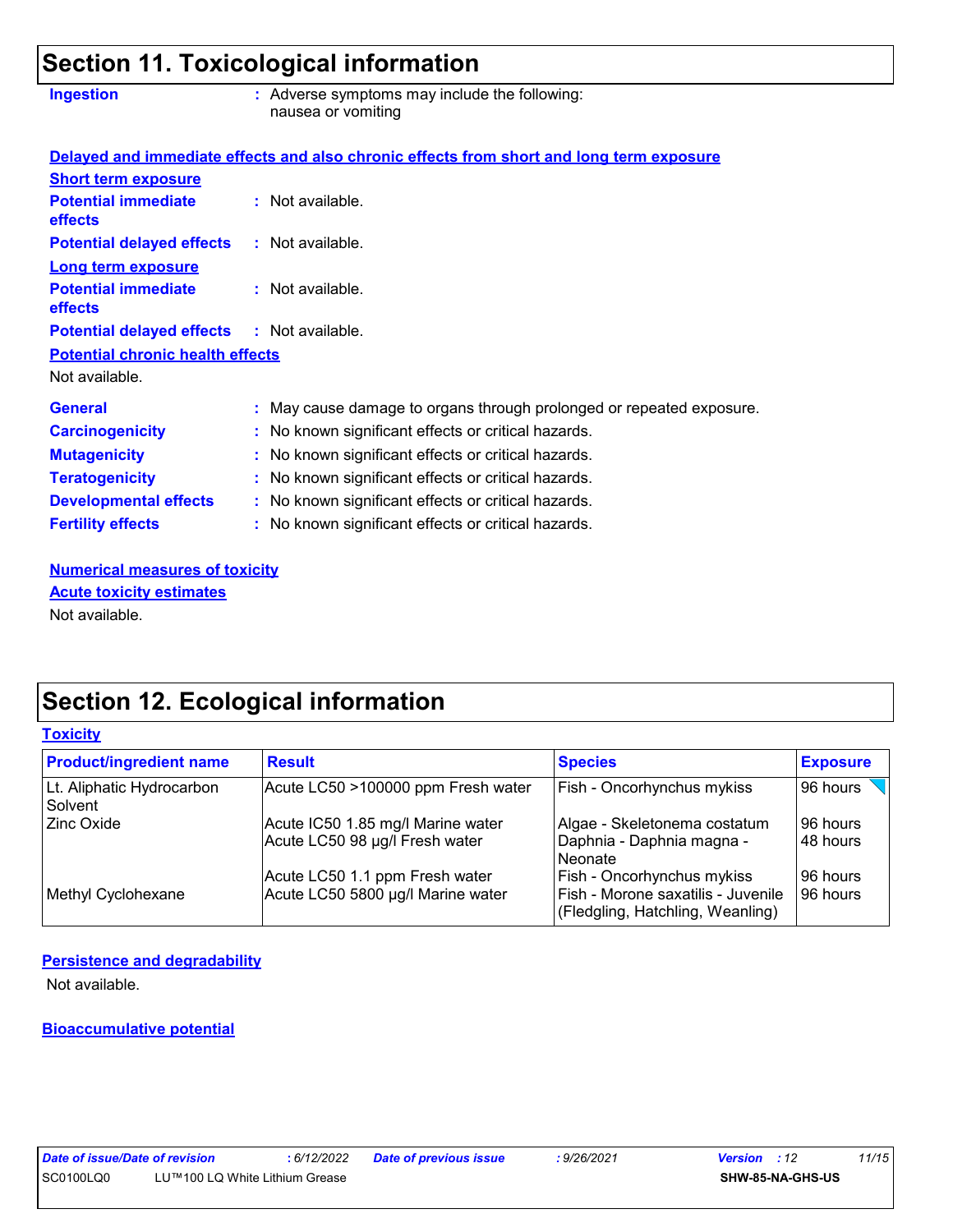## Section 11. Toxicological information

**Ingestion** : Adverse symptoms may include the following:
nausea or vomiting

**Delayed and immediate effects and also chronic effects from short and long term exposure**

**Short term exposure**

**Potential immediate effects** : Not available.

**Potential delayed effects** : Not available.

**Long term exposure**

**Potential immediate effects** : Not available.

**Potential delayed effects** : Not available.

**Potential chronic health effects**

Not available.

**General** : May cause damage to organs through prolonged or repeated exposure.

**Carcinogenicity** : No known significant effects or critical hazards.

**Mutagenicity** : No known significant effects or critical hazards.

**Teratogenicity** : No known significant effects or critical hazards.

**Developmental effects** : No known significant effects or critical hazards.

**Fertility effects** : No known significant effects or critical hazards.

**Numerical measures of toxicity**

**Acute toxicity estimates**

Not available.

## Section 12. Ecological information

**Toxicity**

| Product/ingredient name | Result | Species | Exposure |
|---|---|---|---|
| Lt. Aliphatic Hydrocarbon Solvent | Acute LC50 >100000 ppm Fresh water | Fish - Oncorhynchus mykiss | 96 hours |
| Zinc Oxide | Acute IC50 1.85 mg/l Marine water | Algae - Skeletonema costatum | 96 hours |
| | Acute LC50 98 µg/l Fresh water | Daphnia - Daphnia magna - Neonate | 48 hours |
| | Acute LC50 1.1 ppm Fresh water | Fish - Oncorhynchus mykiss | 96 hours |
| Methyl Cyclohexane | Acute LC50 5800 µg/l Marine water | Fish - Morone saxatilis - Juvenile (Fledgling, Hatchling, Weanling) | 96 hours |

**Persistence and degradability**

Not available.

**Bioaccumulative potential**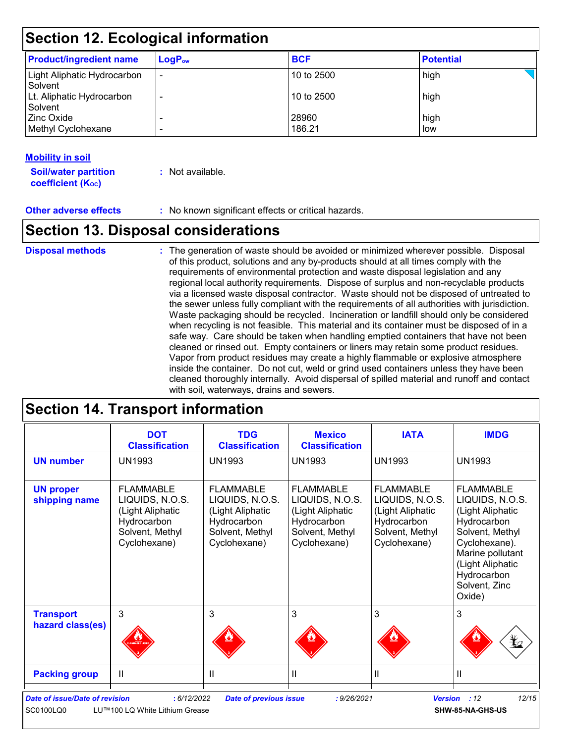## Section 12. Ecological information

| Product/ingredient name | $LogP_{ow}$ | BCF | Potential |
|---|---|---|---|
| Light Aliphatic Hydrocarbon Solvent | - | 10 to 2500 | high |
| Lt. Aliphatic Hydrocarbon Solvent | - | 10 to 2500 | high |
| Zinc Oxide | - | 28960 | high |
| Methyl Cyclohexane | - | 186.21 | low |

### Mobility in soil

**Soil/water partition coefficient ($K_{OC}$)** : Not available.

**Other adverse effects** : No known significant effects or critical hazards.

## Section 13. Disposal considerations

**Disposal methods** : The generation of waste should be avoided or minimized wherever possible. Disposal of this product, solutions and any by-products should at all times comply with the requirements of environmental protection and waste disposal legislation and any regional local authority requirements. Dispose of surplus and non-recyclable products via a licensed waste disposal contractor. Waste should not be disposed of untreated to the sewer unless fully compliant with the requirements of all authorities with jurisdiction. Waste packaging should be recycled. Incineration or landfill should only be considered when recycling is not feasible. This material and its container must be disposed of in a safe way. Care should be taken when handling emptied containers that have not been cleaned or rinsed out. Empty containers or liners may retain some product residues. Vapor from product residues may create a highly flammable or explosive atmosphere inside the container. Do not cut, weld or grind used containers unless they have been cleaned thoroughly internally. Avoid dispersal of spilled material and runoff and contact with soil, waterways, drains and sewers.

## Section 14. Transport information

| | DOT Classification | TDG Classification | Mexico Classification | IATA | IMDG |
|---|---|---|---|---|---|
| **UN number** | UN1993 | UN1993 | UN1993 | UN1993 | UN1993 |
| **UN proper shipping name** | FLAMMABLE LIQUIDS, N.O.S. (Light Aliphatic Hydrocarbon Solvent, Methyl Cyclohexane) | FLAMMABLE LIQUIDS, N.O.S. (Light Aliphatic Hydrocarbon Solvent, Methyl Cyclohexane) | FLAMMABLE LIQUIDS, N.O.S. (Light Aliphatic Hydrocarbon Solvent, Methyl Cyclohexane) | FLAMMABLE LIQUIDS, N.O.S. (Light Aliphatic Hydrocarbon Solvent, Methyl Cyclohexane) | FLAMMABLE LIQUIDS, N.O.S. (Light Aliphatic Hydrocarbon Solvent, Methyl Cyclohexane). Marine pollutant (Light Aliphatic Hydrocarbon Solvent, Zinc Oxide) |
| **Transport hazard class(es)** | 3 | 3 | 3 | 3 | 3 |
| **Packing group** | II | II | II | II | II |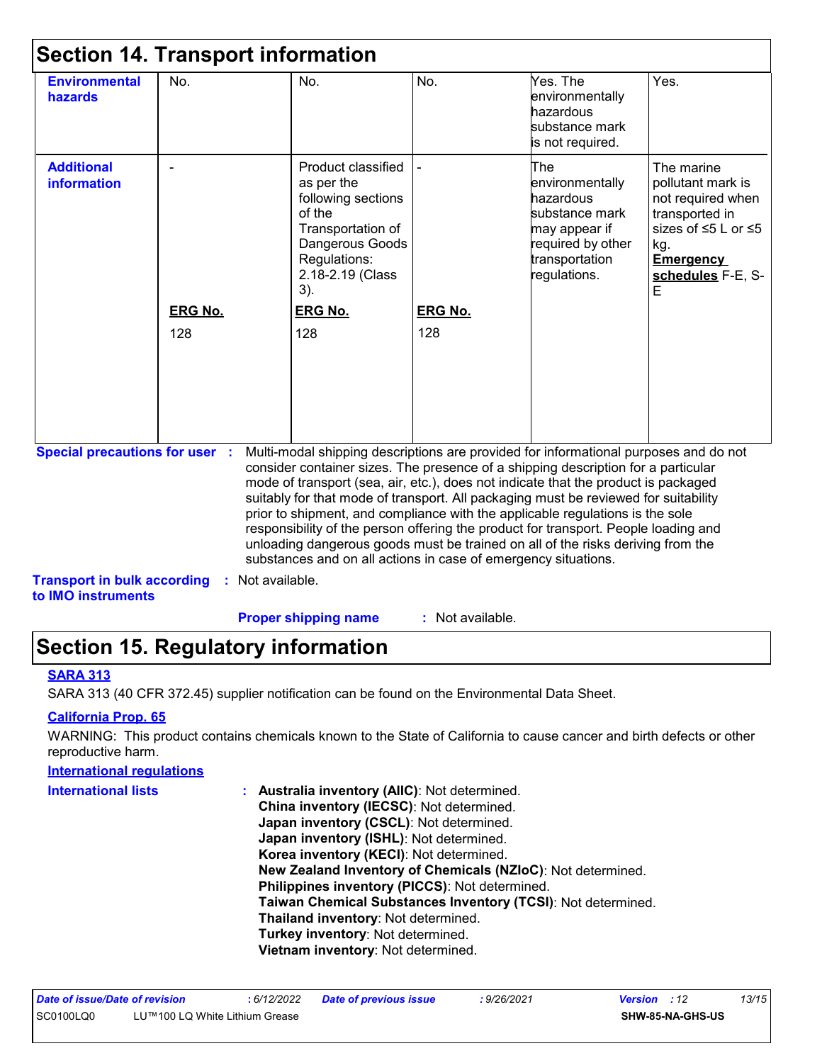## Section 14. Transport information

| | | | | | |
|---|---|---|---|---|---|
| **Environmental hazards** | No. | No. | No. | Yes. The environmentally hazardous substance mark is not required. | Yes. |
| **Additional information** | -<br><br>**ERG No.**<br>128 | Product classified as per the following sections of the Transportation of Dangerous Goods Regulations: 2.18-2.19 (Class 3).<br><br>**ERG No.**<br>128 | -<br><br>**ERG No.**<br>128 | The environmentally hazardous substance mark may appear if required by other transportation regulations. | The marine pollutant mark is not required when transported in sizes of ≤5 L or ≤5 kg.<br>**Emergency schedules** F-E, S-E |

**Special precautions for user** : Multi-modal shipping descriptions are provided for informational purposes and do not consider container sizes. The presence of a shipping description for a particular mode of transport (sea, air, etc.), does not indicate that the product is packaged suitably for that mode of transport. All packaging must be reviewed for suitability prior to shipment, and compliance with the applicable regulations is the sole responsibility of the person offering the product for transport. People loading and unloading dangerous goods must be trained on all of the risks deriving from the substances and on all actions in case of emergency situations.

**Transport in bulk according to IMO instruments** : Not available.

**Proper shipping name** : Not available.

## Section 15. Regulatory information

**SARA 313**

SARA 313 (40 CFR 372.45) supplier notification can be found on the Environmental Data Sheet.

**California Prop. 65**

WARNING: This product contains chemicals known to the State of California to cause cancer and birth defects or other reproductive harm.

**International regulations**

**International lists** :
**Australia inventory (AIIC)**: Not determined.
**China inventory (IECSC)**: Not determined.
**Japan inventory (CSCL)**: Not determined.
**Japan inventory (ISHL)**: Not determined.
**Korea inventory (KECI)**: Not determined.
**New Zealand Inventory of Chemicals (NZIoC)**: Not determined.
**Philippines inventory (PICCS)**: Not determined.
**Taiwan Chemical Substances Inventory (TCSI)**: Not determined.
**Thailand inventory**: Not determined.
**Turkey inventory**: Not determined.
**Vietnam inventory**: Not determined.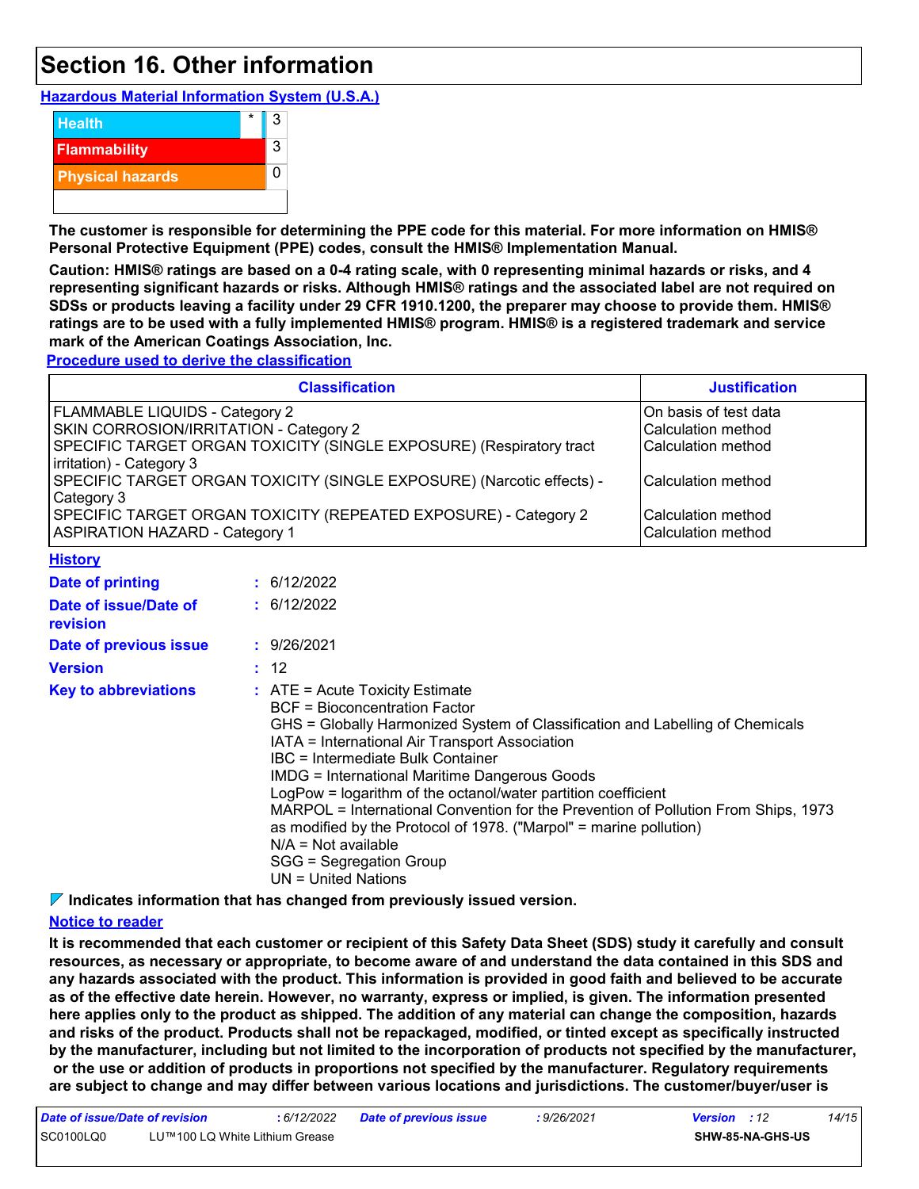## Section 16. Other information

**Hazardous Material Information System (U.S.A.)**

| | | |
|---|---|---|
| Health | * | 3 |
| Flammability | | 3 |
| Physical hazards | | 0 |

**The customer is responsible for determining the PPE code for this material. For more information on HMIS® Personal Protective Equipment (PPE) codes, consult the HMIS® Implementation Manual.**

**Caution: HMIS® ratings are based on a 0-4 rating scale, with 0 representing minimal hazards or risks, and 4 representing significant hazards or risks. Although HMIS® ratings and the associated label are not required on SDSs or products leaving a facility under 29 CFR 1910.1200, the preparer may choose to provide them. HMIS® ratings are to be used with a fully implemented HMIS® program. HMIS® is a registered trademark and service mark of the American Coatings Association, Inc.**

**Procedure used to derive the classification**

| Classification | Justification |
|---|---|
| FLAMMABLE LIQUIDS - Category 2 | On basis of test data |
| SKIN CORROSION/IRRITATION - Category 2 | Calculation method |
| SPECIFIC TARGET ORGAN TOXICITY (SINGLE EXPOSURE) (Respiratory tract irritation) - Category 3 | Calculation method |
| SPECIFIC TARGET ORGAN TOXICITY (SINGLE EXPOSURE) (Narcotic effects) - Category 3 | Calculation method |
| SPECIFIC TARGET ORGAN TOXICITY (REPEATED EXPOSURE) - Category 2 | Calculation method |
| ASPIRATION HAZARD - Category 1 | Calculation method |

**History**

**Date of printing** : 6/12/2022

**Date of issue/Date of revision** : 6/12/2022

**Date of previous issue** : 9/26/2021

**Version** : 12

**Key to abbreviations** :
- ATE = Acute Toxicity Estimate
- BCF = Bioconcentration Factor
- GHS = Globally Harmonized System of Classification and Labelling of Chemicals
- IATA = International Air Transport Association
- IBC = Intermediate Bulk Container
- IMDG = International Maritime Dangerous Goods
- LogPow = logarithm of the octanol/water partition coefficient
- MARPOL = International Convention for the Prevention of Pollution From Ships, 1973 as modified by the Protocol of 1978. ("Marpol" = marine pollution)
- N/A = Not available
- SGG = Segregation Group
- UN = United Nations

**Indicates information that has changed from previously issued version.**

**Notice to reader**

**It is recommended that each customer or recipient of this Safety Data Sheet (SDS) study it carefully and consult resources, as necessary or appropriate, to become aware of and understand the data contained in this SDS and any hazards associated with the product. This information is provided in good faith and believed to be accurate as of the effective date herein. However, no warranty, express or implied, is given. The information presented here applies only to the product as shipped. The addition of any material can change the composition, hazards and risks of the product. Products shall not be repackaged, modified, or tinted except as specifically instructed by the manufacturer, including but not limited to the incorporation of products not specified by the manufacturer, or the use or addition of products in proportions not specified by the manufacturer. Regulatory requirements are subject to change and may differ between various locations and jurisdictions. The customer/buyer/user is**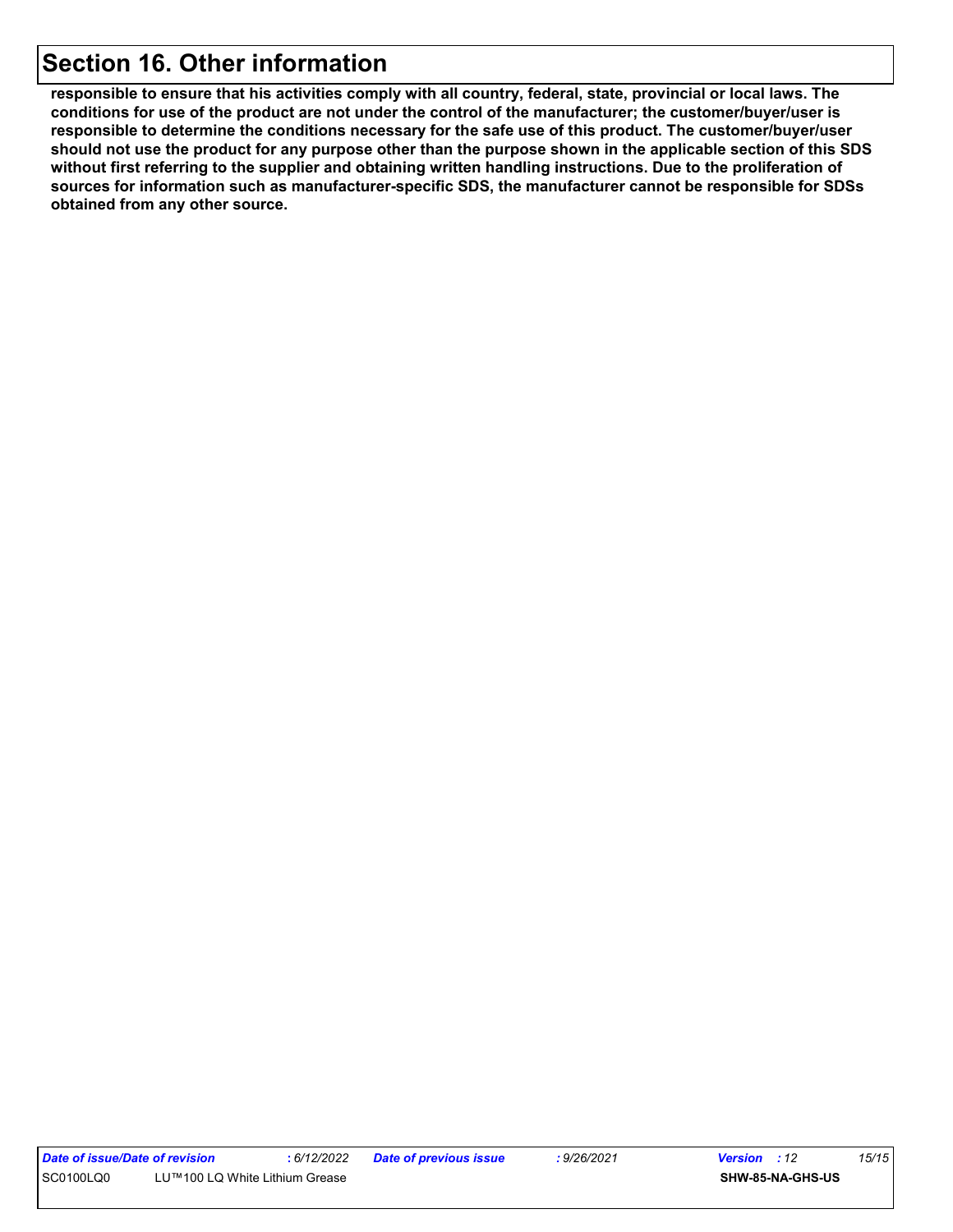# Section 16. Other information

**responsible to ensure that his activities comply with all country, federal, state, provincial or local laws. The conditions for use of the product are not under the control of the manufacturer; the customer/buyer/user is responsible to determine the conditions necessary for the safe use of this product. The customer/buyer/user should not use the product for any purpose other than the purpose shown in the applicable section of this SDS without first referring to the supplier and obtaining written handling instructions. Due to the proliferation of sources for information such as manufacturer-specific SDS, the manufacturer cannot be responsible for SDSs obtained from any other source.**